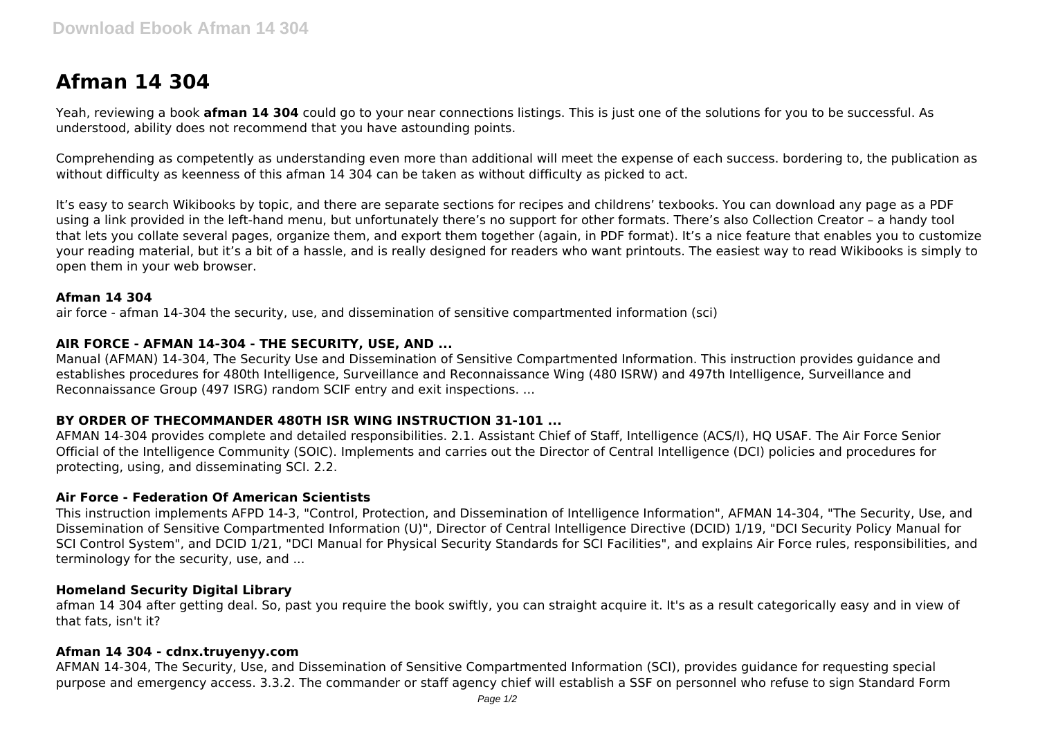# Afman 14 304

Yeah, reviewing a book **afman 14 304** could go to your near connections listings. This is just one of the solutions for you to be successful. As understood, ability does not recommend that you have astounding points.

Comprehending as competently as understanding even more than additional will meet the expense of each success. bordering to, the publication as without difficulty as keenness of this afman 14 304 can be taken as without difficulty as picked to act.

It's easy to search Wikibooks by topic, and there are separate sections for recipes and childrens' texbooks. You can download any page as a PDF using a link provided in the left-hand menu, but unfortunately there's no support for other formats. There's also Collection Creator – a handy tool that lets you collate several pages, organize them, and export them together (again, in PDF format). It's a nice feature that enables you to customize your reading material, but it's a bit of a hassle, and is really designed for readers who want printouts. The easiest way to read Wikibooks is simply to open them in your web browser.

### Afman 14 304

air force - afman 14-304 the security, use, and dissemination of sensitive compartmented information (sci)

### AIR FORCE - AFMAN 14-304 - THE SECURITY, USE, AND ...

Manual (AFMAN) 14-304, The Security Use and Dissemination of Sensitive Compartmented Information. This instruction provides guidance and establishes procedures for 480th Intelligence, Surveillance and Reconnaissance Wing (480 ISRW) and 497th Intelligence, Surveillance and Reconnaissance Group (497 ISRG) random SCIF entry and exit inspections. ...

### BY ORDER OF THECOMMANDER 480TH ISR WING INSTRUCTION 31-101 ...

AFMAN 14-304 provides complete and detailed responsibilities. 2.1. Assistant Chief of Staff, Intelligence (ACS/I), HQ USAF. The Air Force Senior Official of the Intelligence Community (SOIC). Implements and carries out the Director of Central Intelligence (DCI) policies and procedures for protecting, using, and disseminating SCI. 2.2.

### Air Force - Federation Of American Scientists

This instruction implements AFPD 14-3, "Control, Protection, and Dissemination of Intelligence Information", AFMAN 14-304, "The Security, Use, and Dissemination of Sensitive Compartmented Information (U)", Director of Central Intelligence Directive (DCID) 1/19, "DCI Security Policy Manual for SCI Control System", and DCID 1/21, "DCI Manual for Physical Security Standards for SCI Facilities", and explains Air Force rules, responsibilities, and terminology for the security, use, and ...

### Homeland Security Digital Library

afman 14 304 after getting deal. So, past you require the book swiftly, you can straight acquire it. It's as a result categorically easy and in view of that fats, isn't it?

### Afman 14 304 - cdnx.truyenyy.com

AFMAN 14-304, The Security, Use, and Dissemination of Sensitive Compartmented Information (SCI), provides guidance for requesting special purpose and emergency access. 3.3.2. The commander or staff agency chief will establish a SSF on personnel who refuse to sign Standard Form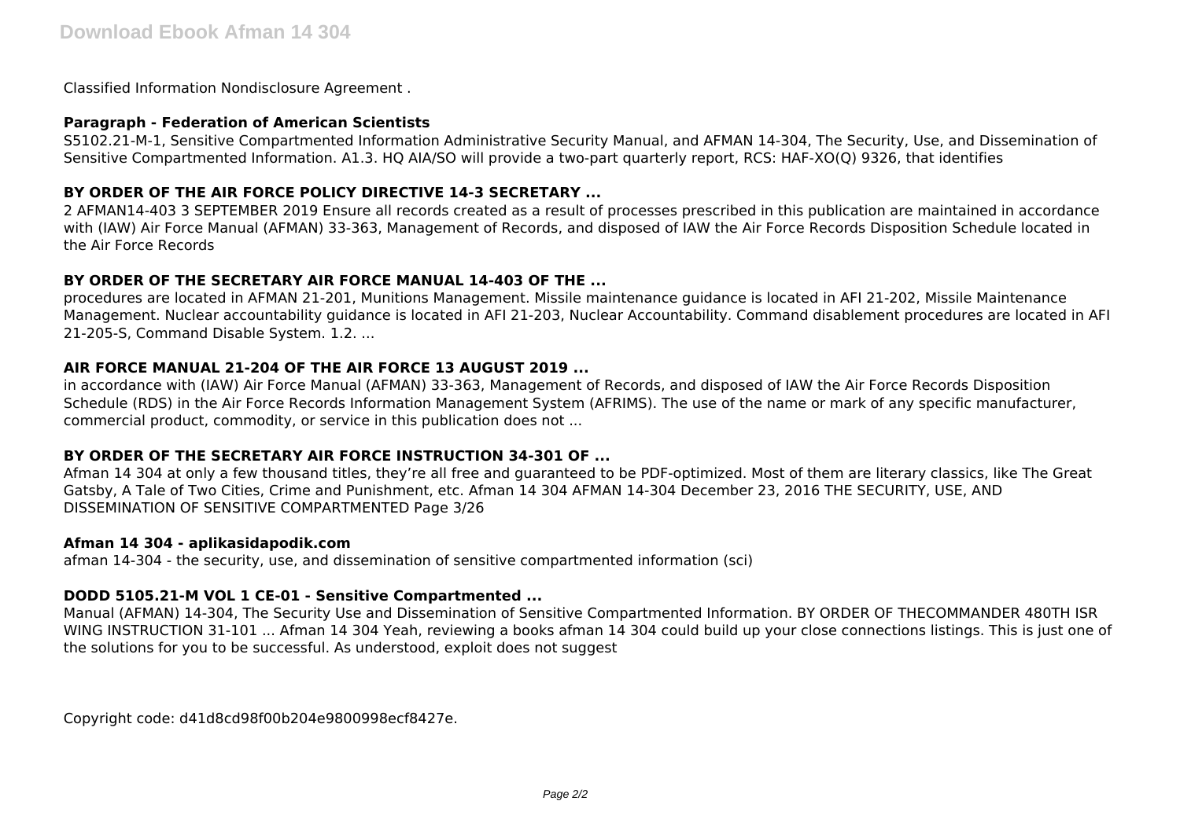Classified Information Nondisclosure Agreement .

**Paragraph - Federation of American Scientists**

S5102.21-M-1, Sensitive Compartmented Information Administrative Security Manual, and AFMAN 14-304, The Security, Use, and Dissemination of Sensitive Compartmented Information. A1.3. HQ AIA/SO will provide a two-part quarterly report, RCS: HAF-XO(Q) 9326, that identifies

**BY ORDER OF THE AIR FORCE POLICY DIRECTIVE 14-3 SECRETARY ...**

2 AFMAN14-403 3 SEPTEMBER 2019 Ensure all records created as a result of processes prescribed in this publication are maintained in accordance with (IAW) Air Force Manual (AFMAN) 33-363, Management of Records, and disposed of IAW the Air Force Records Disposition Schedule located in the Air Force Records

**BY ORDER OF THE SECRETARY AIR FORCE MANUAL 14-403 OF THE ...**

procedures are located in AFMAN 21-201, Munitions Management. Missile maintenance guidance is located in AFI 21-202, Missile Maintenance Management. Nuclear accountability guidance is located in AFI 21-203, Nuclear Accountability. Command disablement procedures are located in AFI 21-205-S, Command Disable System. 1.2. ...

**AIR FORCE MANUAL 21-204 OF THE AIR FORCE 13 AUGUST 2019 ...**

in accordance with (IAW) Air Force Manual (AFMAN) 33-363, Management of Records, and disposed of IAW the Air Force Records Disposition Schedule (RDS) in the Air Force Records Information Management System (AFRIMS). The use of the name or mark of any specific manufacturer, commercial product, commodity, or service in this publication does not ...

**BY ORDER OF THE SECRETARY AIR FORCE INSTRUCTION 34-301 OF ...**

Afman 14 304 at only a few thousand titles, they're all free and guaranteed to be PDF-optimized. Most of them are literary classics, like The Great Gatsby, A Tale of Two Cities, Crime and Punishment, etc. Afman 14 304 AFMAN 14-304 December 23, 2016 THE SECURITY, USE, AND DISSEMINATION OF SENSITIVE COMPARTMENTED Page 3/26

**Afman 14 304 - aplikasidapodik.com**

afman 14-304 - the security, use, and dissemination of sensitive compartmented information (sci)

**DODD 5105.21-M VOL 1 CE-01 - Sensitive Compartmented ...**

Manual (AFMAN) 14-304, The Security Use and Dissemination of Sensitive Compartmented Information. BY ORDER OF THECOMMANDER 480TH ISR WING INSTRUCTION 31-101 ... Afman 14 304 Yeah, reviewing a books afman 14 304 could build up your close connections listings. This is just one of the solutions for you to be successful. As understood, exploit does not suggest

Copyright code: d41d8cd98f00b204e9800998ecf8427e.